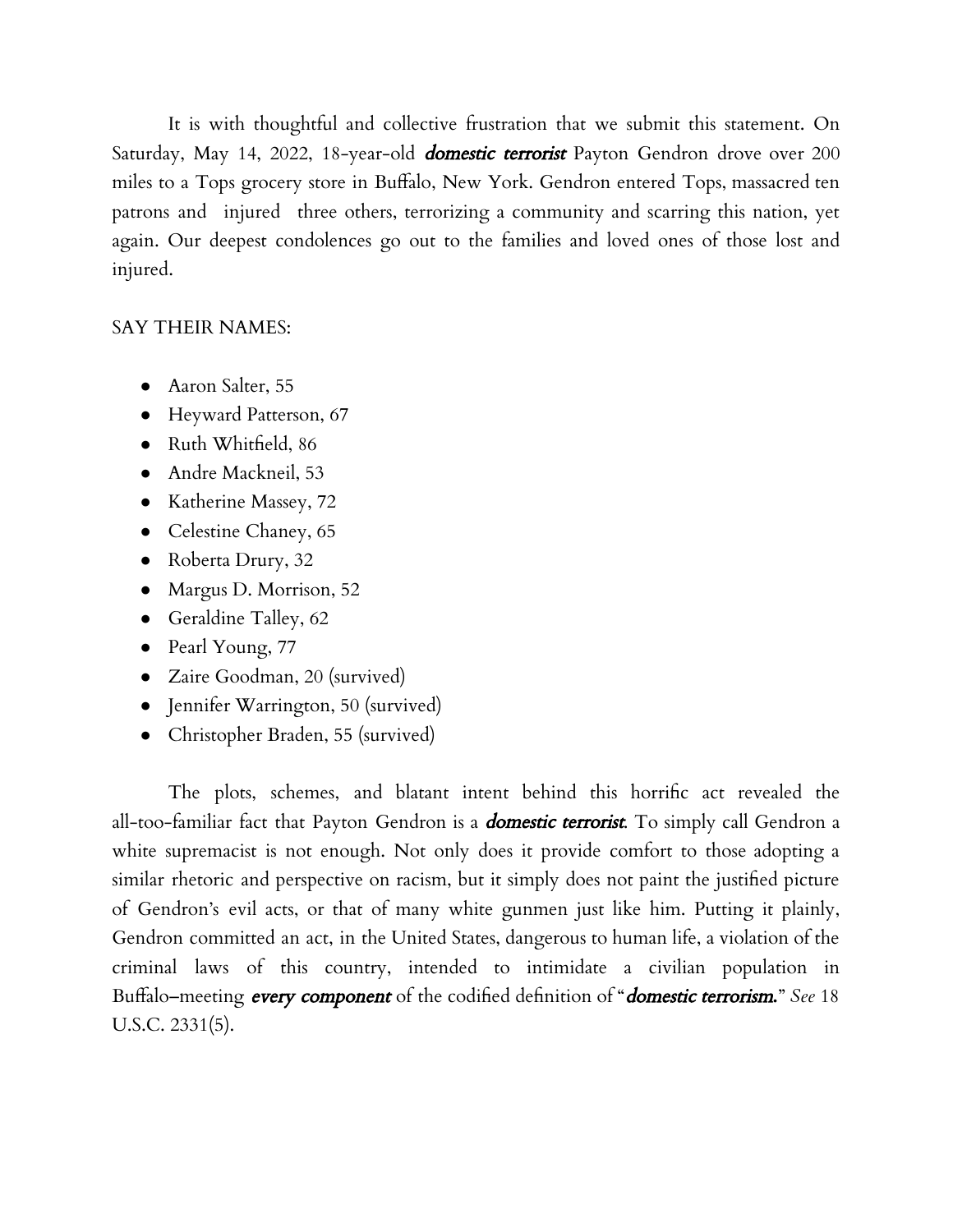It is with thoughtful and collective frustration that we submit this statement. On Saturday, May 14, 2022, 18-year-old ***domestic terrorist*** Payton Gendron drove over 200 miles to a Tops grocery store in Buffalo, New York. Gendron entered Tops, massacred ten patrons and injured three others, terrorizing a community and scarring this nation, yet again. Our deepest condolences go out to the families and loved ones of those lost and injured.

SAY THEIR NAMES:

- Aaron Salter, 55
- Heyward Patterson, 67
- Ruth Whitfield, 86
- Andre Mackneil, 53
- Katherine Massey, 72
- Celestine Chaney, 65
- Roberta Drury, 32
- Margus D. Morrison, 52
- Geraldine Talley, 62
- Pearl Young, 77
- Zaire Goodman, 20 (survived)
- Jennifer Warrington, 50 (survived)
- Christopher Braden, 55 (survived)

The plots, schemes, and blatant intent behind this horrific act revealed the all-too-familiar fact that Payton Gendron is a ***domestic terrorist***. To simply call Gendron a white supremacist is not enough. Not only does it provide comfort to those adopting a similar rhetoric and perspective on racism, but it simply does not paint the justified picture of Gendron's evil acts, or that of many white gunmen just like him. Putting it plainly, Gendron committed an act, in the United States, dangerous to human life, a violation of the criminal laws of this country, intended to intimidate a civilian population in Buffalo–meeting ***every component*** of the codified definition of "***domestic terrorism.***" *See* 18 U.S.C. 2331(5).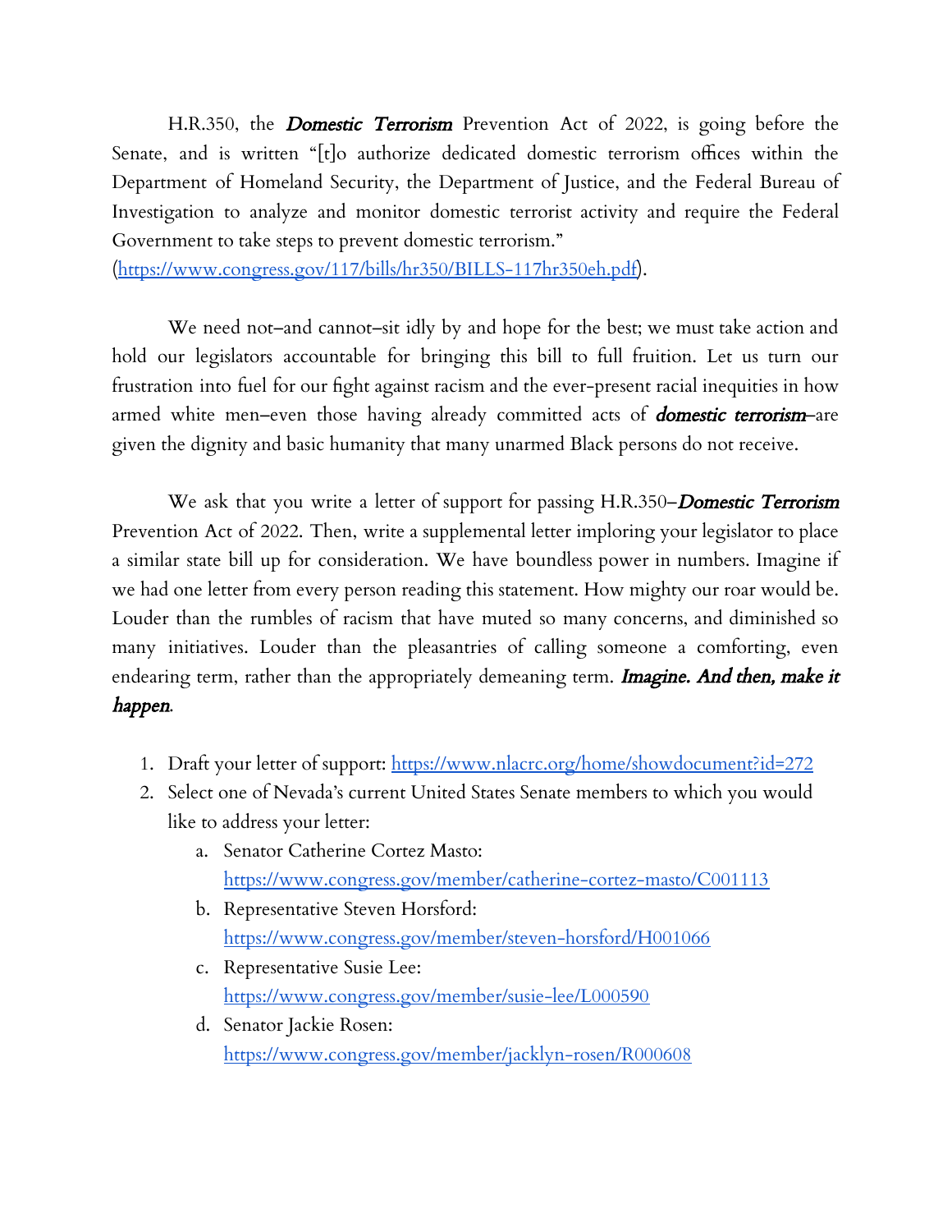H.R.350, the ***Domestic Terrorism*** Prevention Act of 2022, is going before the Senate, and is written "[t]o authorize dedicated domestic terrorism offices within the Department of Homeland Security, the Department of Justice, and the Federal Bureau of Investigation to analyze and monitor domestic terrorist activity and require the Federal Government to take steps to prevent domestic terrorism." (https://www.congress.gov/117/bills/hr350/BILLS-117hr350eh.pdf).

We need not–and cannot–sit idly by and hope for the best; we must take action and hold our legislators accountable for bringing this bill to full fruition. Let us turn our frustration into fuel for our fight against racism and the ever-present racial inequities in how armed white men–even those having already committed acts of ***domestic terrorism***–are given the dignity and basic humanity that many unarmed Black persons do not receive.

We ask that you write a letter of support for passing H.R.350–***Domestic Terrorism*** Prevention Act of 2022. Then, write a supplemental letter imploring your legislator to place a similar state bill up for consideration. We have boundless power in numbers. Imagine if we had one letter from every person reading this statement. How mighty our roar would be. Louder than the rumbles of racism that have muted so many concerns, and diminished so many initiatives. Louder than the pleasantries of calling someone a comforting, even endearing term, rather than the appropriately demeaning term. ***Imagine. And then, make it happen.***

1. Draft your letter of support: https://www.nlacrc.org/home/showdocument?id=272
2. Select one of Nevada's current United States Senate members to which you would like to address your letter:
   a. Senator Catherine Cortez Masto: https://www.congress.gov/member/catherine-cortez-masto/C001113
   b. Representative Steven Horsford: https://www.congress.gov/member/steven-horsford/H001066
   c. Representative Susie Lee: https://www.congress.gov/member/susie-lee/L000590
   d. Senator Jackie Rosen: https://www.congress.gov/member/jacklyn-rosen/R000608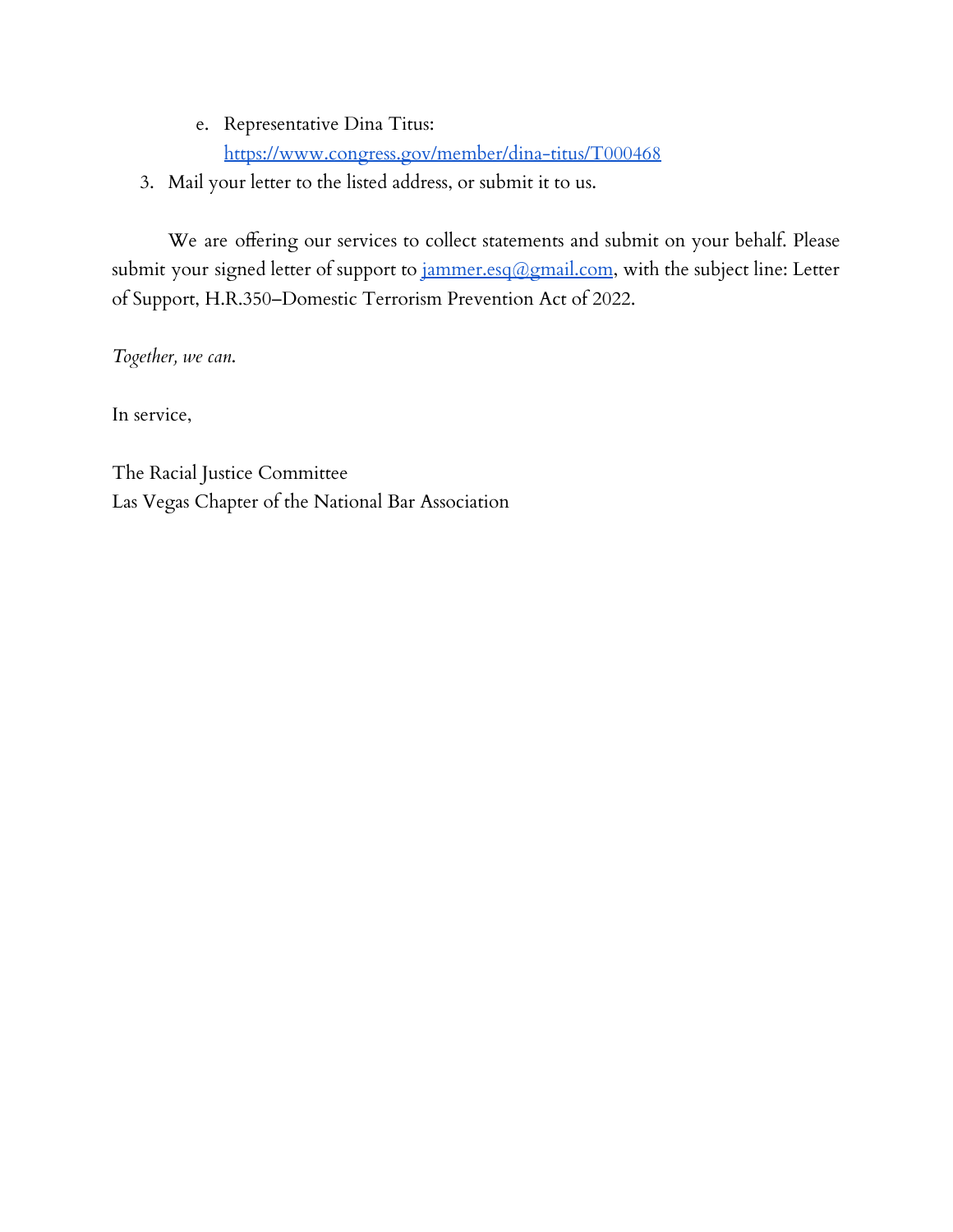e. Representative Dina Titus: https://www.congress.gov/member/dina-titus/T000468

3. Mail your letter to the listed address, or submit it to us.

We are offering our services to collect statements and submit on your behalf. Please submit your signed letter of support to jammer.esq@gmail.com, with the subject line: Letter of Support, H.R.350–Domestic Terrorism Prevention Act of 2022.

*Together, we can.*

In service,

The Racial Justice Committee
Las Vegas Chapter of the National Bar Association